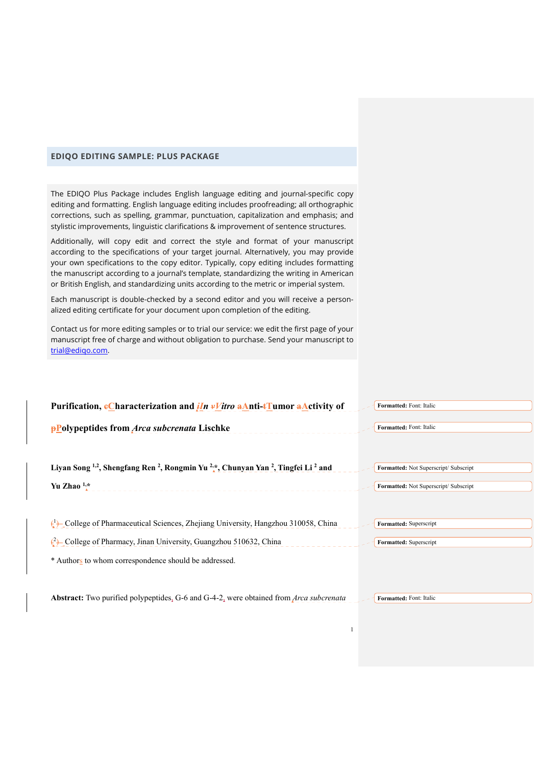## EDIQO EDITING SAMPLE: PLUS PACKAGE

The EDIQO Plus Package includes English language editing and journal-specific copy editing and formatting. English language editing includes proofreading; all orthographic corrections, such as spelling, grammar, punctuation, capitalization and emphasis; and stylistic improvements, linguistic clarifications & improvement of sentence structures.

Additionally, will copy edit and correct the style and format of your manuscript according to the specifications of your target journal. Alternatively, you may provide your own specifications to the copy editor. Typically, copy editing includes formatting the manuscript according to a journal's template, standardizing the writing in American or British English, and standardizing units according to the metric or imperial system.

Each manuscript is double-checked by a second editor and you will receive a personalized editing certificate for your document upon completion of the editing.

Contact us for more editing samples or to trial our service: we edit the first page of your manuscript free of charge and without obligation to purchase. Send your manuscript to trial@ediqo.com.

# Purification, cCharacterization and *iIn vVitro* aAnti-tTumor aActivity of pPolypeptides from *Arca subcrenata* Lischke

Formatted: Font: Italic

Formatted: Font: Italic

**Liyan Song [1,2], Shengfang Ren [2], Rongmin Yu [2,]\*, Chunyan Yan [2], Tingfei Li [2] and Yu Zhao [1,]\***

Formatted: Not Superscript/ Subscript

Formatted: Not Superscript/ Subscript

([1]) College of Pharmaceutical Sciences, Zhejiang University, Hangzhou 310058, China

Formatted: Superscript

([2]) College of Pharmacy, Jinan University, Guangzhou 510632, China

Formatted: Superscript

\* Authors to whom correspondence should be addressed.

**Abstract:** Two purified polypeptides, G-6 and G-4-2, were obtained from *Arca subcrenata*

Formatted: Font: Italic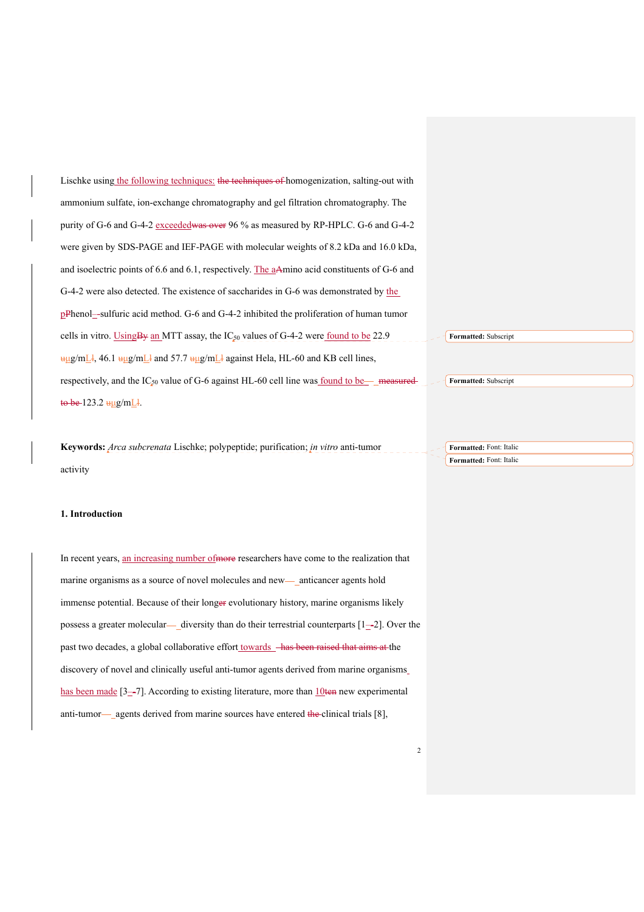Lischke using the following techniques: homogenization, salting-out with ammonium sulfate, ion-exchange chromatography and gel filtration chromatography. The purity of G-6 and G-4-2 exceeded 96 % as measured by RP-HPLC. G-6 and G-4-2 were given by SDS-PAGE and IEF-PAGE with molecular weights of 8.2 kDa and 16.0 kDa, and isoelectric points of 6.6 and 6.1, respectively. The amino acid constituents of G-6 and G-4-2 were also detected. The existence of saccharides in G-6 was demonstrated by the phenol-sulfuric acid method. G-6 and G-4-2 inhibited the proliferation of human tumor cells in vitro. Using an MTT assay, the $IC_{50}$ values of G-4-2 were found to be 22.9 μg/mL, 46.1 μg/mL and 57.7 μg/mL against Hela, HL-60 and KB cell lines, respectively, and the $IC_{50}$ value of G-6 against HL-60 cell line was found to be 123.2 μg/mL.

**Keywords:** *Arca subcrenata* Lischke; polypeptide; purification; *in vitro* anti-tumor activity

## 1. Introduction

In recent years, an increasing number of researchers have come to the realization that marine organisms as a source of novel molecules and new anticancer agents hold immense potential. Because of their long evolutionary history, marine organisms likely possess a greater molecular diversity than do their terrestrial counterparts [1-2]. Over the past two decades, a global collaborative effort towards the discovery of novel and clinically useful anti-tumor agents derived from marine organisms has been made [3-7]. According to existing literature, more than 10 new experimental anti-tumor agents derived from marine sources have entered clinical trials [8],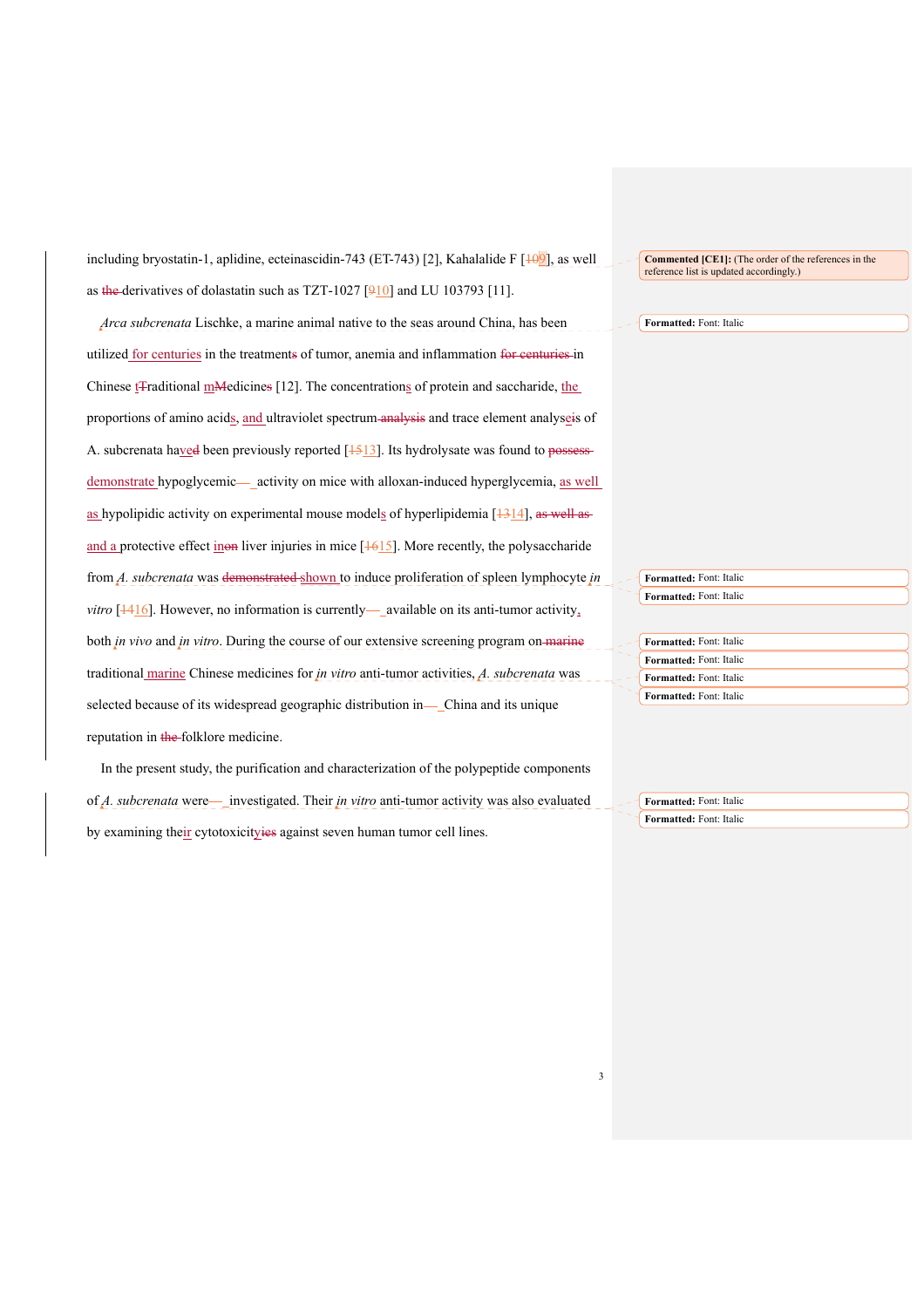including bryostatin-1, aplidine, ecteinascidin-743 (ET-743) [2], Kahalalide F [9], as well as derivatives of dolastatin such as TZT-1027 [10] and LU 103793 [11].

*Arca subcrenata* Lischke, a marine animal native to the seas around China, has been utilized for centuries in the treatment of tumor, anemia and inflammation in Chinese traditional medicine [12]. The concentrations of protein and saccharide, the proportions of amino acids, and ultraviolet spectrum and trace element analyses of A. subcrenata have been previously reported [13]. Its hydrolysate was found to demonstrate hypoglycemic activity on mice with alloxan-induced hyperglycemia, as well as hypolipidic activity on experimental mouse models of hyperlipidemia [14], and a protective effect in liver injuries in mice [15]. More recently, the polysaccharide from *A. subcrenata* was shown to induce proliferation of spleen lymphocyte *in vitro* [16]. However, no information is currently available on its anti-tumor activity, both *in vivo* and *in vitro*. During the course of our extensive screening program on traditional marine Chinese medicines for *in vitro* anti-tumor activities, *A. subcrenata* was selected because of its widespread geographic distribution in China and its unique reputation in folklore medicine.

In the present study, the purification and characterization of the polypeptide components of *A. subcrenata* were investigated. Their *in vitro* anti-tumor activity was also evaluated by examining their cytotoxicity against seven human tumor cell lines.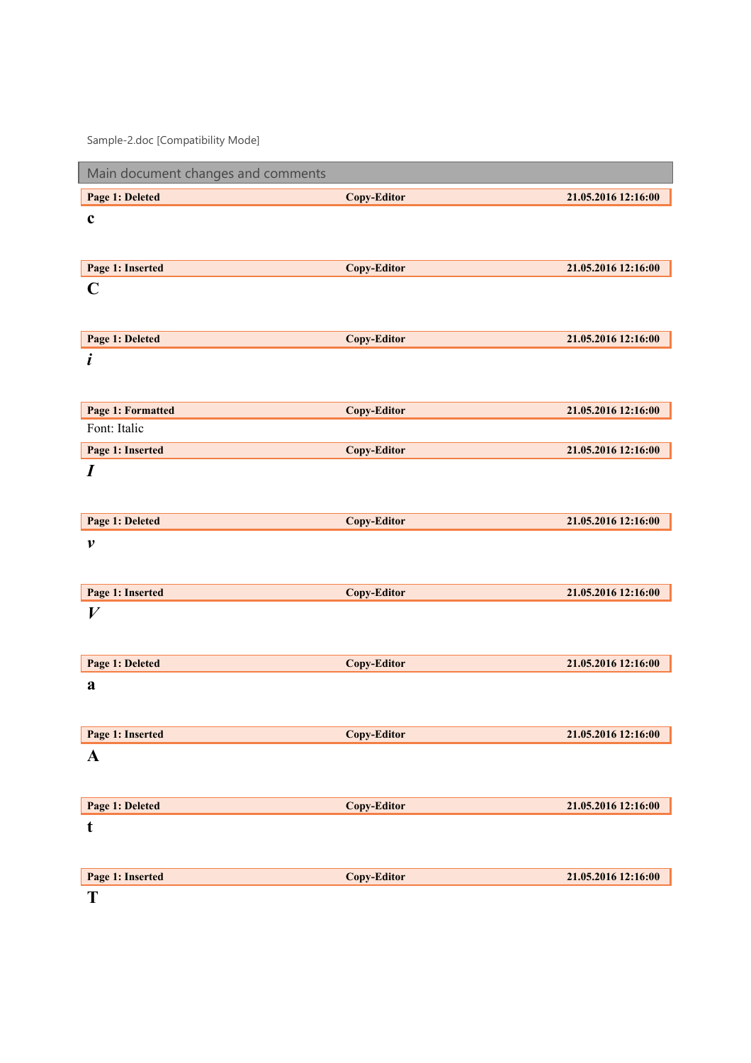Sample-2.doc [Compatibility Mode]

## Main document changes and comments

| **Page 1: Deleted** | **Copy-Editor** | **21.05.2016 12:16:00** |
|---|---|---|

**c**

| **Page 1: Inserted** | **Copy-Editor** | **21.05.2016 12:16:00** |
|---|---|---|

**C**

| **Page 1: Deleted** | **Copy-Editor** | **21.05.2016 12:16:00** |
|---|---|---|

***i***

| **Page 1: Formatted** | **Copy-Editor** | **21.05.2016 12:16:00** |
|---|---|---|

Font: Italic

| **Page 1: Inserted** | **Copy-Editor** | **21.05.2016 12:16:00** |
|---|---|---|

***I***

| **Page 1: Deleted** | **Copy-Editor** | **21.05.2016 12:16:00** |
|---|---|---|

***v***

| **Page 1: Inserted** | **Copy-Editor** | **21.05.2016 12:16:00** |
|---|---|---|

***V***

| **Page 1: Deleted** | **Copy-Editor** | **21.05.2016 12:16:00** |
|---|---|---|

**a**

| **Page 1: Inserted** | **Copy-Editor** | **21.05.2016 12:16:00** |
|---|---|---|

**A**

| **Page 1: Deleted** | **Copy-Editor** | **21.05.2016 12:16:00** |
|---|---|---|

**t**

| **Page 1: Inserted** | **Copy-Editor** | **21.05.2016 12:16:00** |
|---|---|---|

**T**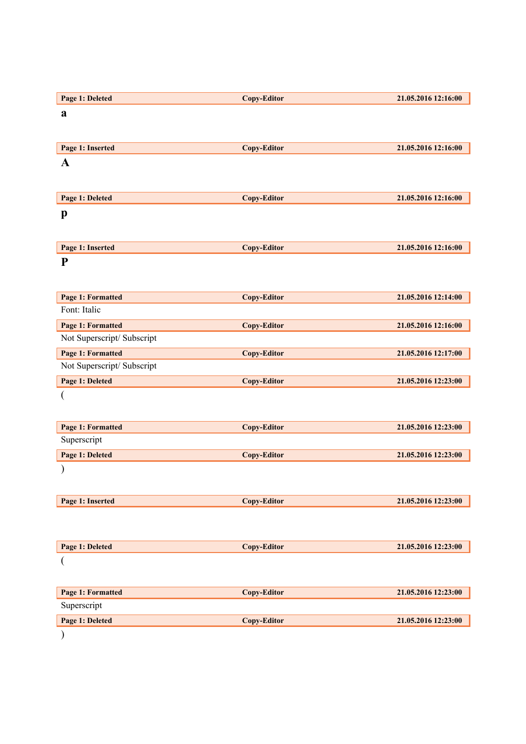| Page 1: Deleted | Copy-Editor | 21.05.2016 12:16:00 |
|---|---|---|

**a**

| Page 1: Inserted | Copy-Editor | 21.05.2016 12:16:00 |
|---|---|---|

**A**

| Page 1: Deleted | Copy-Editor | 21.05.2016 12:16:00 |
|---|---|---|

**p**

| Page 1: Inserted | Copy-Editor | 21.05.2016 12:16:00 |
|---|---|---|

**P**

| Page 1: Formatted | Copy-Editor | 21.05.2016 12:14:00 |
|---|---|---|

Font: Italic

| Page 1: Formatted | Copy-Editor | 21.05.2016 12:16:00 |
|---|---|---|

Not Superscript/ Subscript

| Page 1: Formatted | Copy-Editor | 21.05.2016 12:17:00 |
|---|---|---|

Not Superscript/ Subscript

| Page 1: Deleted | Copy-Editor | 21.05.2016 12:23:00 |
|---|---|---|

(

| Page 1: Formatted | Copy-Editor | 21.05.2016 12:23:00 |
|---|---|---|

Superscript

| Page 1: Deleted | Copy-Editor | 21.05.2016 12:23:00 |
|---|---|---|

)

| Page 1: Inserted | Copy-Editor | 21.05.2016 12:23:00 |
|---|---|---|

| Page 1: Deleted | Copy-Editor | 21.05.2016 12:23:00 |
|---|---|---|

(

| Page 1: Formatted | Copy-Editor | 21.05.2016 12:23:00 |
|---|---|---|

Superscript

| Page 1: Deleted | Copy-Editor | 21.05.2016 12:23:00 |
|---|---|---|

)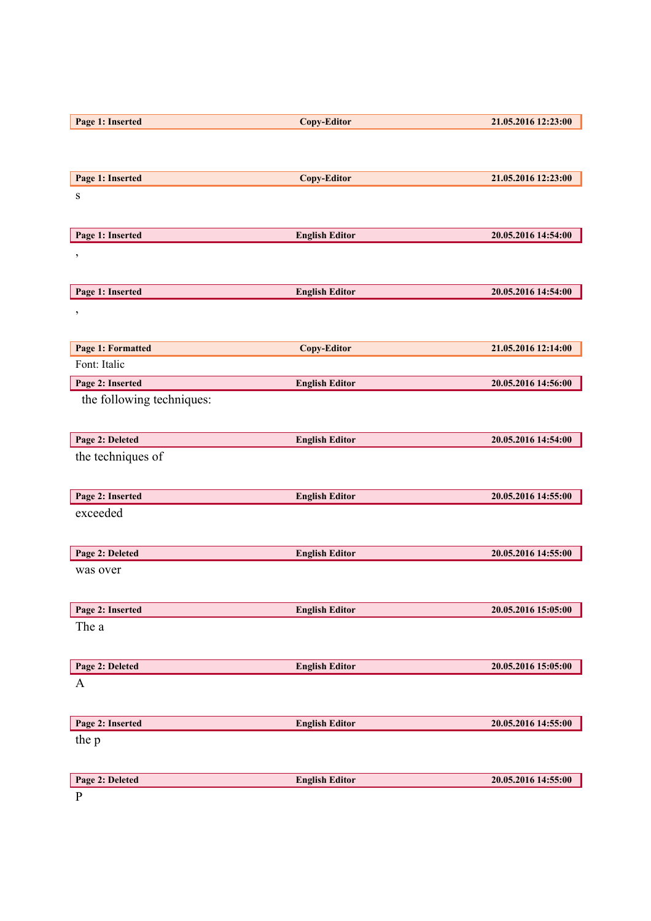**Page 1: Inserted** | **Copy-Editor** | **21.05.2016 12:23:00**

**Page 1: Inserted** | **Copy-Editor** | **21.05.2016 12:23:00**

s

**Page 1: Inserted** | **English Editor** | **20.05.2016 14:54:00**

,

**Page 1: Inserted** | **English Editor** | **20.05.2016 14:54:00**

,

**Page 1: Formatted** | **Copy-Editor** | **21.05.2016 12:14:00**

Font: Italic

**Page 2: Inserted** | **English Editor** | **20.05.2016 14:56:00**

the following techniques:

**Page 2: Deleted** | **English Editor** | **20.05.2016 14:54:00**

the techniques of

**Page 2: Inserted** | **English Editor** | **20.05.2016 14:55:00**

exceeded

**Page 2: Deleted** | **English Editor** | **20.05.2016 14:55:00**

was over

**Page 2: Inserted** | **English Editor** | **20.05.2016 15:05:00**

The a

**Page 2: Deleted** | **English Editor** | **20.05.2016 15:05:00**

A

**Page 2: Inserted** | **English Editor** | **20.05.2016 14:55:00**

the p

**Page 2: Deleted** | **English Editor** | **20.05.2016 14:55:00**

P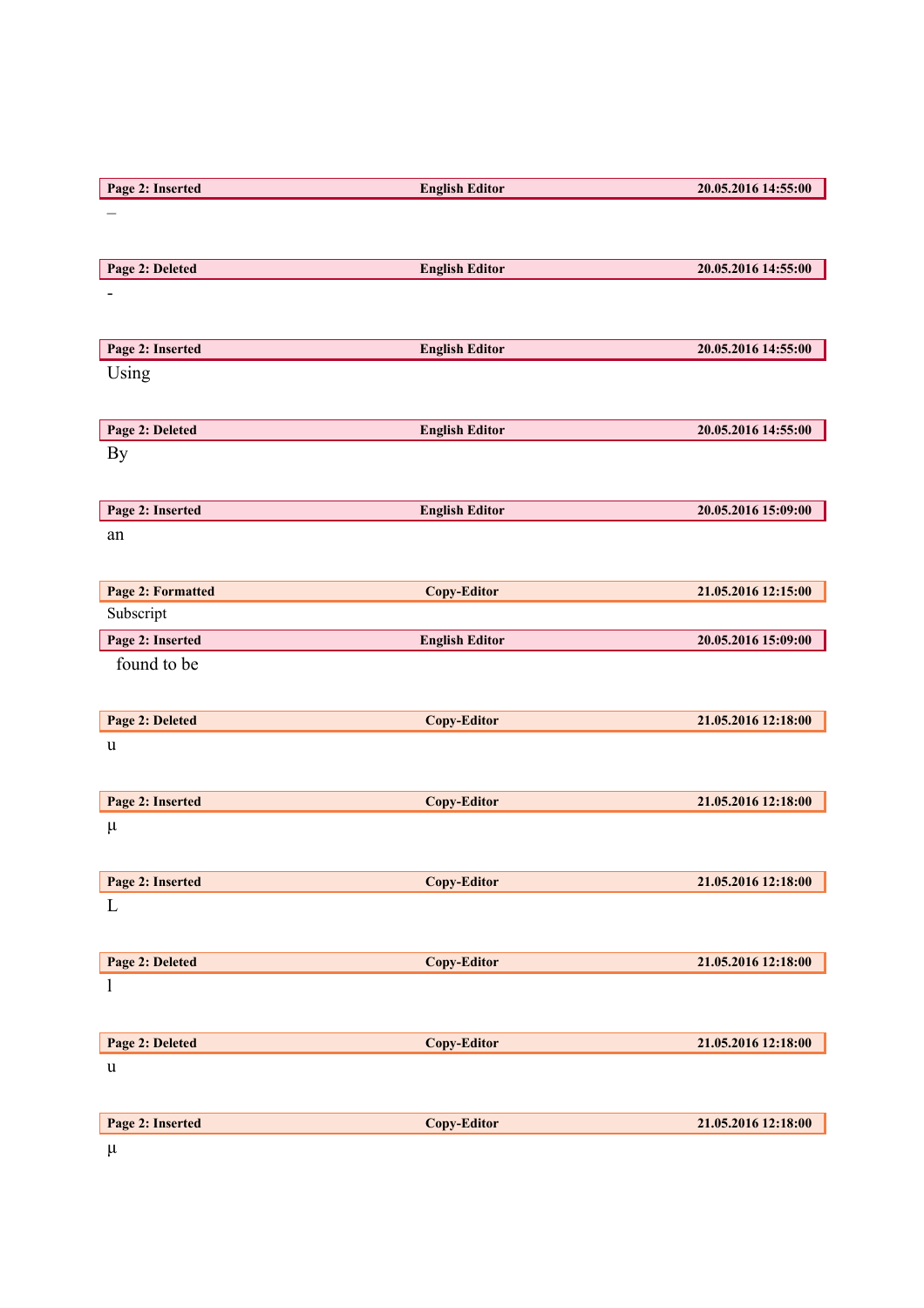**Page 2: Inserted** English Editor 20.05.2016 14:55:00

–

**Page 2: Deleted** English Editor 20.05.2016 14:55:00

-

**Page 2: Inserted** English Editor 20.05.2016 14:55:00

Using

**Page 2: Deleted** English Editor 20.05.2016 14:55:00

By

**Page 2: Inserted** English Editor 20.05.2016 15:09:00

an

**Page 2: Formatted** Copy-Editor 21.05.2016 12:15:00

Subscript

**Page 2: Inserted** English Editor 20.05.2016 15:09:00

found to be

**Page 2: Deleted** Copy-Editor 21.05.2016 12:18:00

u

**Page 2: Inserted** Copy-Editor 21.05.2016 12:18:00

μ

**Page 2: Inserted** Copy-Editor 21.05.2016 12:18:00

L

**Page 2: Deleted** Copy-Editor 21.05.2016 12:18:00

l

**Page 2: Deleted** Copy-Editor 21.05.2016 12:18:00

u

**Page 2: Inserted** Copy-Editor 21.05.2016 12:18:00

μ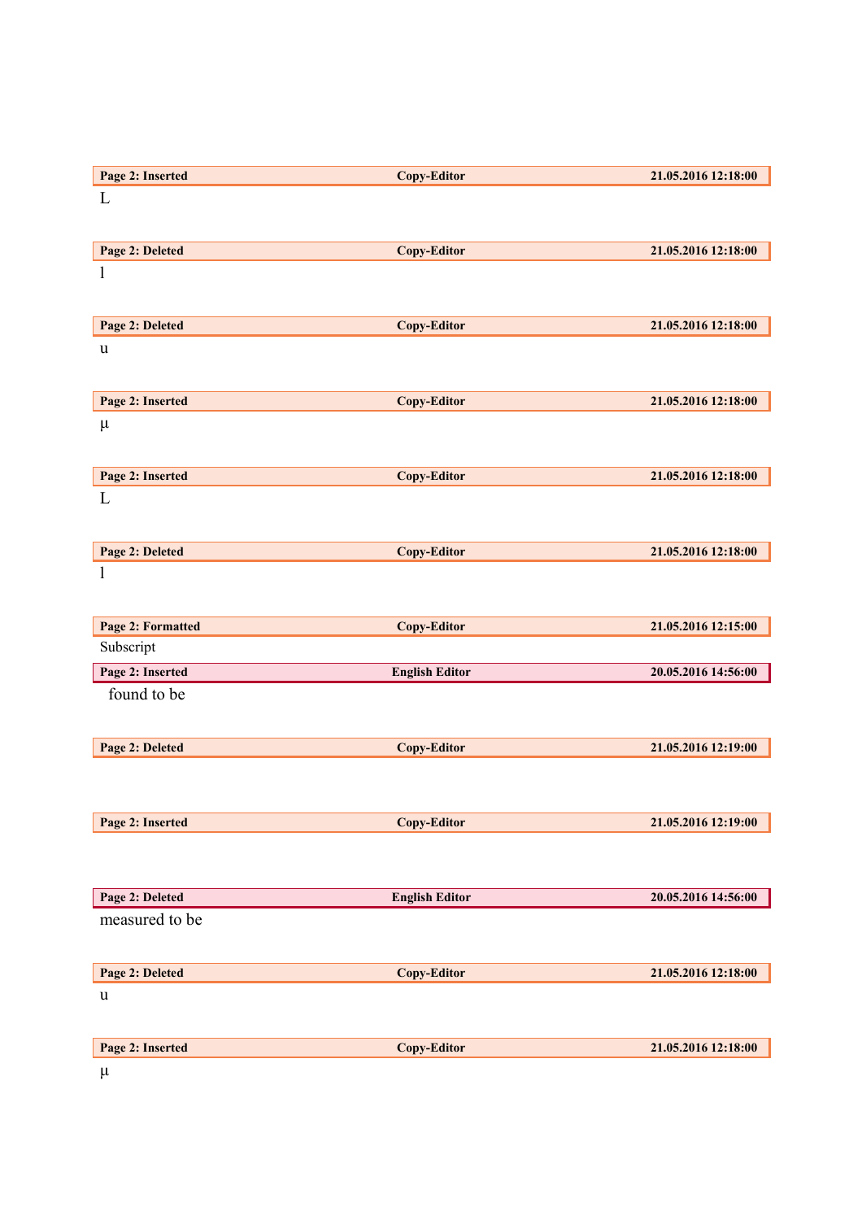**Page 2: Inserted** | **Copy-Editor** | **21.05.2016 12:18:00**

L

**Page 2: Deleted** | **Copy-Editor** | **21.05.2016 12:18:00**

l

**Page 2: Deleted** | **Copy-Editor** | **21.05.2016 12:18:00**

u

**Page 2: Inserted** | **Copy-Editor** | **21.05.2016 12:18:00**

µ

**Page 2: Inserted** | **Copy-Editor** | **21.05.2016 12:18:00**

L

**Page 2: Deleted** | **Copy-Editor** | **21.05.2016 12:18:00**

l

**Page 2: Formatted** | **Copy-Editor** | **21.05.2016 12:15:00**

Subscript

**Page 2: Inserted** | **English Editor** | **20.05.2016 14:56:00**

found to be

**Page 2: Deleted** | **Copy-Editor** | **21.05.2016 12:19:00**

**Page 2: Inserted** | **Copy-Editor** | **21.05.2016 12:19:00**

**Page 2: Deleted** | **English Editor** | **20.05.2016 14:56:00**

measured to be

**Page 2: Deleted** | **Copy-Editor** | **21.05.2016 12:18:00**

u

**Page 2: Inserted** | **Copy-Editor** | **21.05.2016 12:18:00**

µ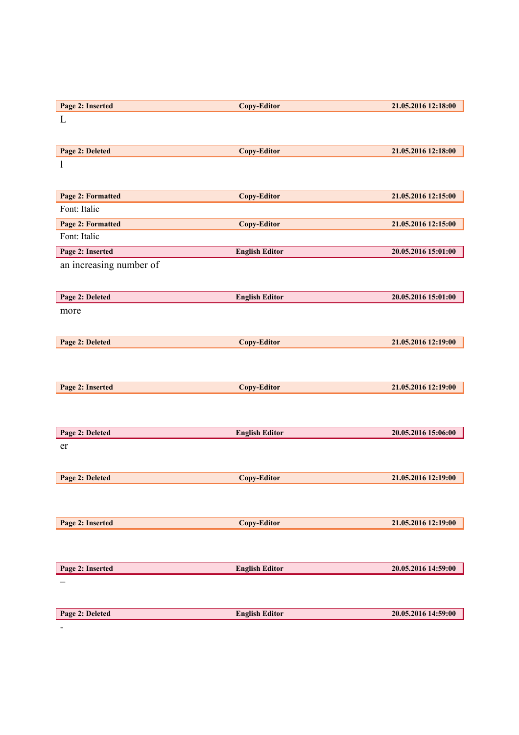| Page 2: Inserted | Copy-Editor | 21.05.2016 12:18:00 |
|---|---|---|

L

| Page 2: Deleted | Copy-Editor | 21.05.2016 12:18:00 |
|---|---|---|

l

| Page 2: Formatted | Copy-Editor | 21.05.2016 12:15:00 |
|---|---|---|

Font: Italic

| Page 2: Formatted | Copy-Editor | 21.05.2016 12:15:00 |
|---|---|---|

Font: Italic

| Page 2: Inserted | English Editor | 20.05.2016 15:01:00 |
|---|---|---|

an increasing number of

| Page 2: Deleted | English Editor | 20.05.2016 15:01:00 |
|---|---|---|

more

| Page 2: Deleted | Copy-Editor | 21.05.2016 12:19:00 |
|---|---|---|

| Page 2: Inserted | Copy-Editor | 21.05.2016 12:19:00 |
|---|---|---|

| Page 2: Deleted | English Editor | 20.05.2016 15:06:00 |
|---|---|---|

er

| Page 2: Deleted | Copy-Editor | 21.05.2016 12:19:00 |
|---|---|---|

| Page 2: Inserted | Copy-Editor | 21.05.2016 12:19:00 |
|---|---|---|

| Page 2: Inserted | English Editor | 20.05.2016 14:59:00 |
|---|---|---|

–

| Page 2: Deleted | English Editor | 20.05.2016 14:59:00 |
|---|---|---|

-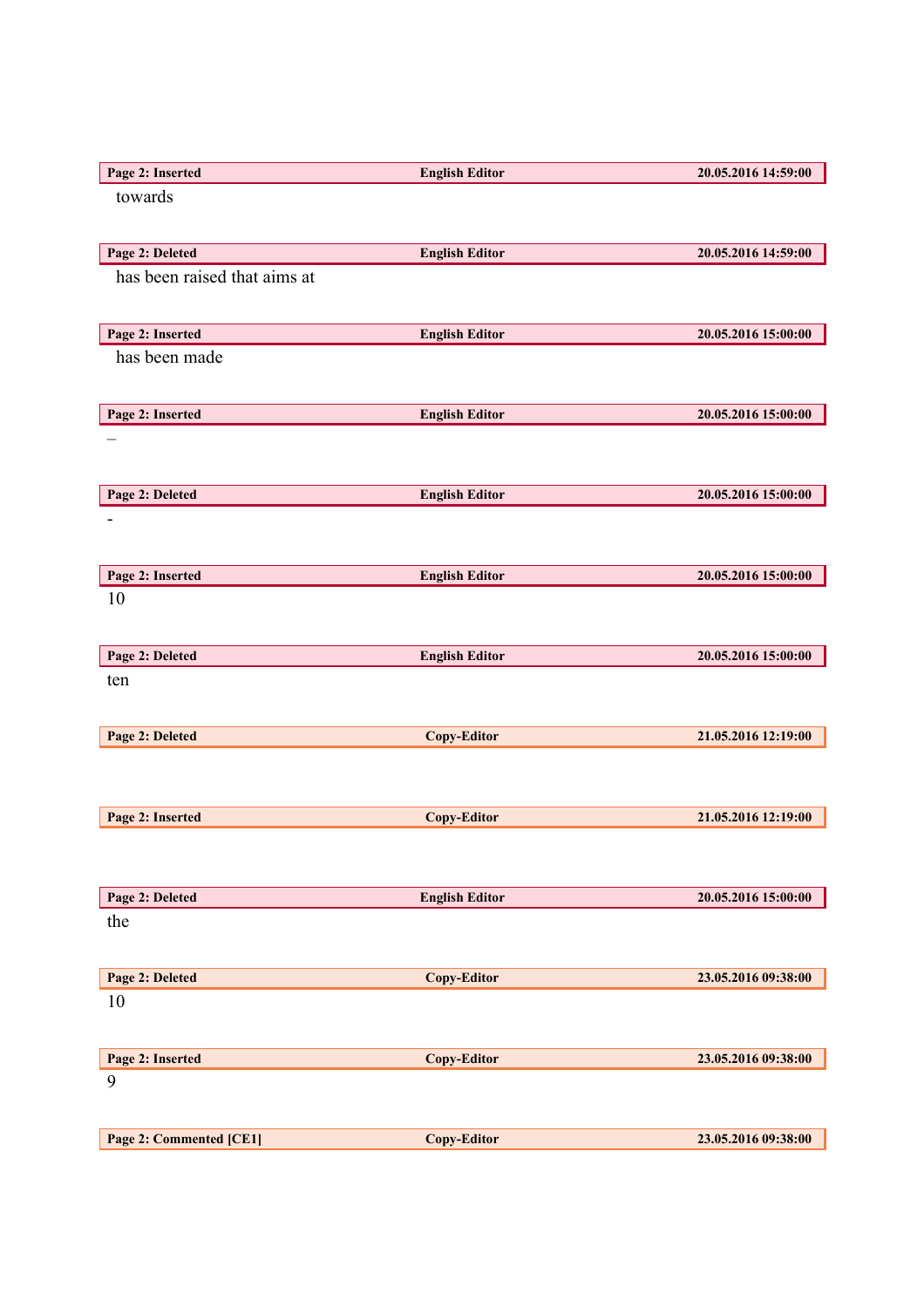| Page 2: Inserted | English Editor | 20.05.2016 14:59:00 |
|---|---|---|

towards

| Page 2: Deleted | English Editor | 20.05.2016 14:59:00 |
|---|---|---|

has been raised that aims at

| Page 2: Inserted | English Editor | 20.05.2016 15:00:00 |
|---|---|---|

has been made

| Page 2: Inserted | English Editor | 20.05.2016 15:00:00 |
|---|---|---|

–

| Page 2: Deleted | English Editor | 20.05.2016 15:00:00 |
|---|---|---|

-

| Page 2: Inserted | English Editor | 20.05.2016 15:00:00 |
|---|---|---|

10

| Page 2: Deleted | English Editor | 20.05.2016 15:00:00 |
|---|---|---|

ten

| Page 2: Deleted | Copy-Editor | 21.05.2016 12:19:00 |
|---|---|---|

| Page 2: Inserted | Copy-Editor | 21.05.2016 12:19:00 |
|---|---|---|

| Page 2: Deleted | English Editor | 20.05.2016 15:00:00 |
|---|---|---|

the

| Page 2: Deleted | Copy-Editor | 23.05.2016 09:38:00 |
|---|---|---|

10

| Page 2: Inserted | Copy-Editor | 23.05.2016 09:38:00 |
|---|---|---|

9

| Page 2: Commented [CE1] | Copy-Editor | 23.05.2016 09:38:00 |
|---|---|---|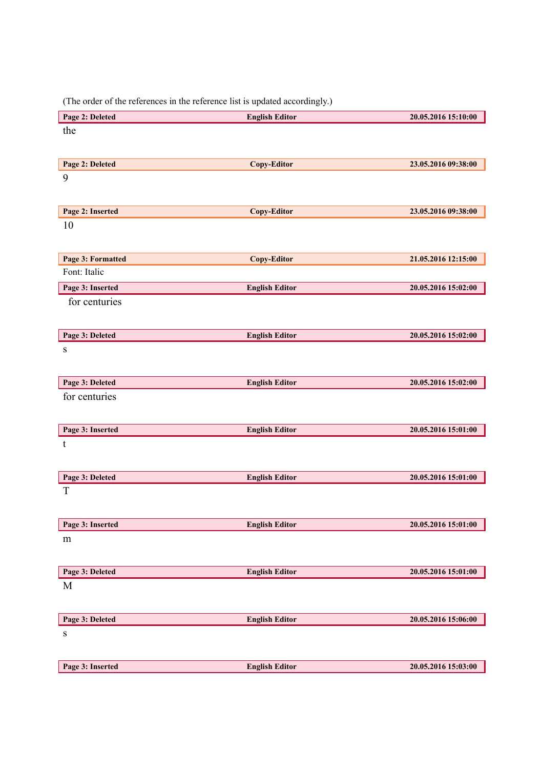(The order of the references in the reference list is updated accordingly.)

| Page 2: Deleted | English Editor | 20.05.2016 15:10:00 |
|---|---|---|

the

| Page 2: Deleted | Copy-Editor | 23.05.2016 09:38:00 |
|---|---|---|

9

| Page 2: Inserted | Copy-Editor | 23.05.2016 09:38:00 |
|---|---|---|

10

| Page 3: Formatted | Copy-Editor | 21.05.2016 12:15:00 |
|---|---|---|

Font: Italic

| Page 3: Inserted | English Editor | 20.05.2016 15:02:00 |
|---|---|---|

for centuries

| Page 3: Deleted | English Editor | 20.05.2016 15:02:00 |
|---|---|---|

s

| Page 3: Deleted | English Editor | 20.05.2016 15:02:00 |
|---|---|---|

for centuries

| Page 3: Inserted | English Editor | 20.05.2016 15:01:00 |
|---|---|---|

t

| Page 3: Deleted | English Editor | 20.05.2016 15:01:00 |
|---|---|---|

T

| Page 3: Inserted | English Editor | 20.05.2016 15:01:00 |
|---|---|---|

m

| Page 3: Deleted | English Editor | 20.05.2016 15:01:00 |
|---|---|---|

M

| Page 3: Deleted | English Editor | 20.05.2016 15:06:00 |
|---|---|---|

s

| Page 3: Inserted | English Editor | 20.05.2016 15:03:00 |
|---|---|---|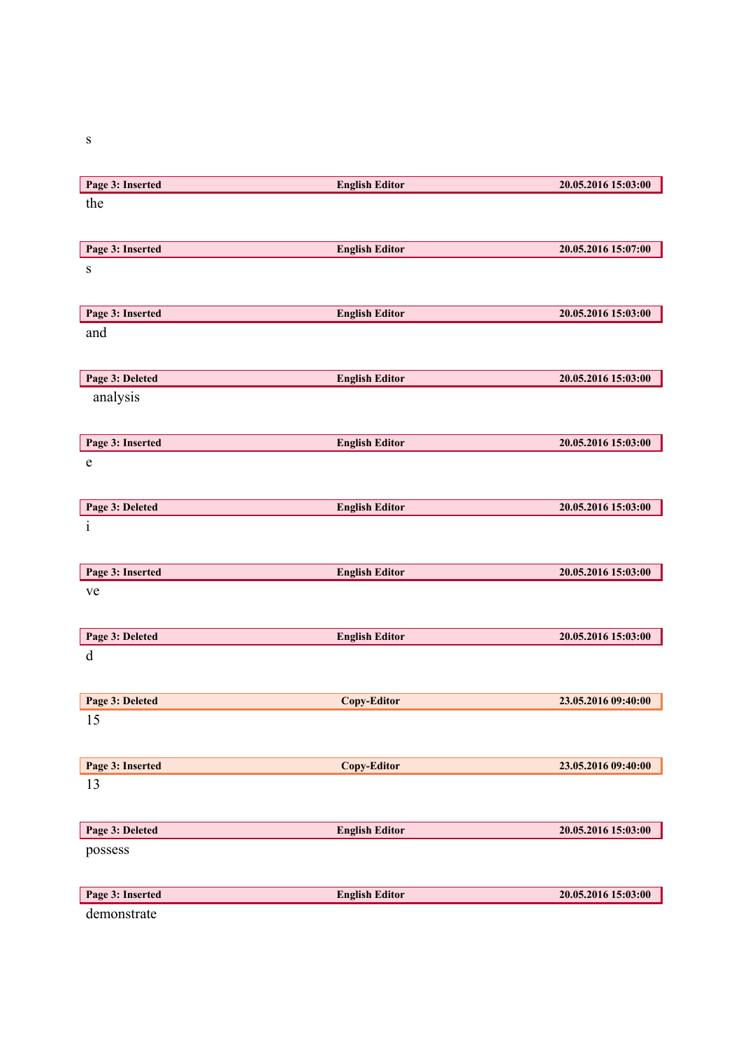s

| Page 3: Inserted | English Editor | 20.05.2016 15:03:00 |
|---|---|---|

the

| Page 3: Inserted | English Editor | 20.05.2016 15:07:00 |
|---|---|---|

s

| Page 3: Inserted | English Editor | 20.05.2016 15:03:00 |
|---|---|---|

and

| Page 3: Deleted | English Editor | 20.05.2016 15:03:00 |
|---|---|---|

analysis

| Page 3: Inserted | English Editor | 20.05.2016 15:03:00 |
|---|---|---|

e

| Page 3: Deleted | English Editor | 20.05.2016 15:03:00 |
|---|---|---|

i

| Page 3: Inserted | English Editor | 20.05.2016 15:03:00 |
|---|---|---|

ve

| Page 3: Deleted | English Editor | 20.05.2016 15:03:00 |
|---|---|---|

d

| Page 3: Deleted | Copy-Editor | 23.05.2016 09:40:00 |
|---|---|---|

15

| Page 3: Inserted | Copy-Editor | 23.05.2016 09:40:00 |
|---|---|---|

13

| Page 3: Deleted | English Editor | 20.05.2016 15:03:00 |
|---|---|---|

possess

| Page 3: Inserted | English Editor | 20.05.2016 15:03:00 |
|---|---|---|

demonstrate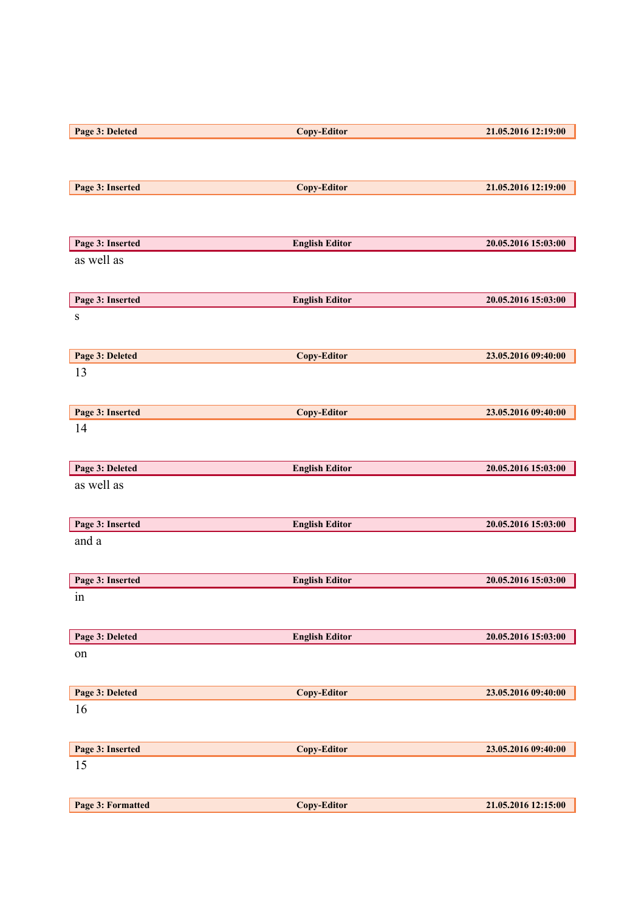| Page 3: Deleted | Copy-Editor | 21.05.2016 12:19:00 |
|---|---|---|

| Page 3: Inserted | Copy-Editor | 21.05.2016 12:19:00 |
|---|---|---|

| Page 3: Inserted | English Editor | 20.05.2016 15:03:00 |
|---|---|---|

as well as

| Page 3: Inserted | English Editor | 20.05.2016 15:03:00 |
|---|---|---|

s

| Page 3: Deleted | Copy-Editor | 23.05.2016 09:40:00 |
|---|---|---|

13

| Page 3: Inserted | Copy-Editor | 23.05.2016 09:40:00 |
|---|---|---|

14

| Page 3: Deleted | English Editor | 20.05.2016 15:03:00 |
|---|---|---|

as well as

| Page 3: Inserted | English Editor | 20.05.2016 15:03:00 |
|---|---|---|

and a

| Page 3: Inserted | English Editor | 20.05.2016 15:03:00 |
|---|---|---|

in

| Page 3: Deleted | English Editor | 20.05.2016 15:03:00 |
|---|---|---|

on

| Page 3: Deleted | Copy-Editor | 23.05.2016 09:40:00 |
|---|---|---|

16

| Page 3: Inserted | Copy-Editor | 23.05.2016 09:40:00 |
|---|---|---|

15

| Page 3: Formatted | Copy-Editor | 21.05.2016 12:15:00 |
|---|---|---|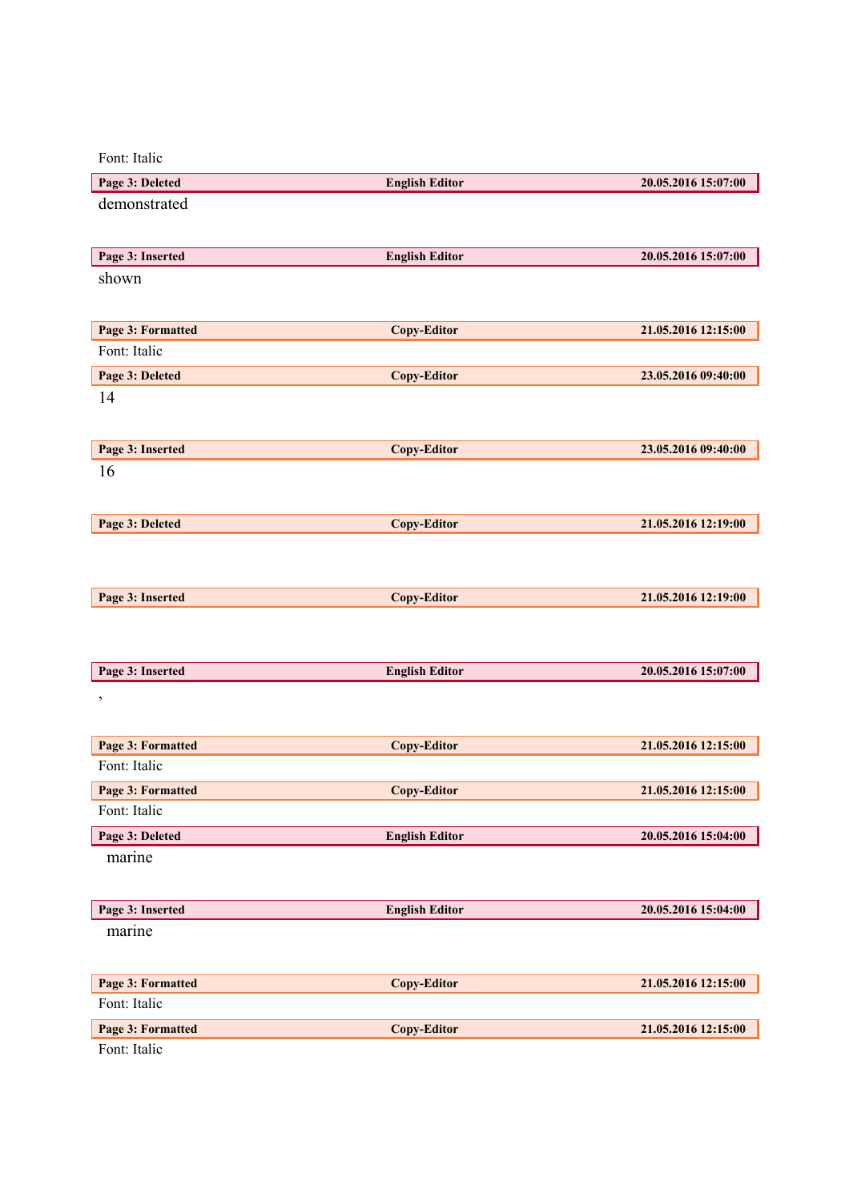Font: Italic

| Page 3: Deleted | English Editor | 20.05.2016 15:07:00 |
|---|---|---|

demonstrated

| Page 3: Inserted | English Editor | 20.05.2016 15:07:00 |
|---|---|---|

shown

| Page 3: Formatted | Copy-Editor | 21.05.2016 12:15:00 |
|---|---|---|

Font: Italic

| Page 3: Deleted | Copy-Editor | 23.05.2016 09:40:00 |
|---|---|---|

14

| Page 3: Inserted | Copy-Editor | 23.05.2016 09:40:00 |
|---|---|---|

16

| Page 3: Deleted | Copy-Editor | 21.05.2016 12:19:00 |
|---|---|---|

| Page 3: Inserted | Copy-Editor | 21.05.2016 12:19:00 |
|---|---|---|

| Page 3: Inserted | English Editor | 20.05.2016 15:07:00 |
|---|---|---|

,

| Page 3: Formatted | Copy-Editor | 21.05.2016 12:15:00 |
|---|---|---|

Font: Italic

| Page 3: Formatted | Copy-Editor | 21.05.2016 12:15:00 |
|---|---|---|

Font: Italic

| Page 3: Deleted | English Editor | 20.05.2016 15:04:00 |
|---|---|---|

marine

| Page 3: Inserted | English Editor | 20.05.2016 15:04:00 |
|---|---|---|

marine

| Page 3: Formatted | Copy-Editor | 21.05.2016 12:15:00 |
|---|---|---|

Font: Italic

| Page 3: Formatted | Copy-Editor | 21.05.2016 12:15:00 |
|---|---|---|

Font: Italic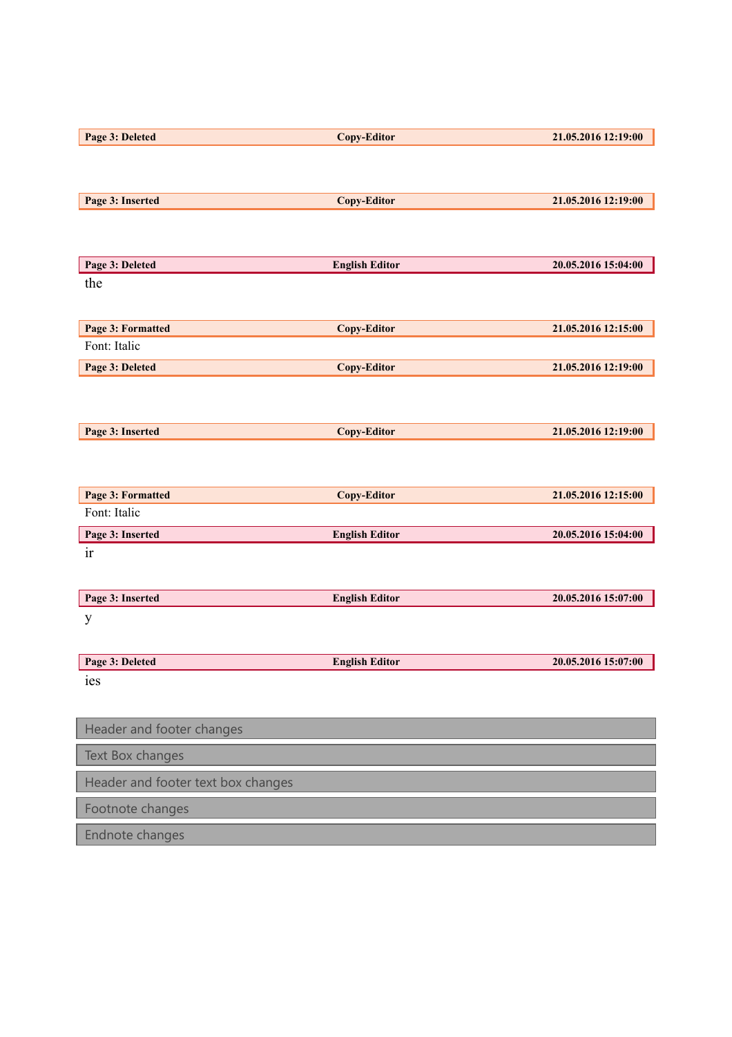| Page 3: Deleted | Copy-Editor | 21.05.2016 12:19:00 |
|---|---|---|

| Page 3: Inserted | Copy-Editor | 21.05.2016 12:19:00 |
|---|---|---|

| Page 3: Deleted | English Editor | 20.05.2016 15:04:00 |
|---|---|---|

the

| Page 3: Formatted | Copy-Editor | 21.05.2016 12:15:00 |
|---|---|---|

Font: Italic

| Page 3: Deleted | Copy-Editor | 21.05.2016 12:19:00 |
|---|---|---|

| Page 3: Inserted | Copy-Editor | 21.05.2016 12:19:00 |
|---|---|---|

| Page 3: Formatted | Copy-Editor | 21.05.2016 12:15:00 |
|---|---|---|

Font: Italic

| Page 3: Inserted | English Editor | 20.05.2016 15:04:00 |
|---|---|---|

ir

| Page 3: Inserted | English Editor | 20.05.2016 15:07:00 |
|---|---|---|

y

| Page 3: Deleted | English Editor | 20.05.2016 15:07:00 |
|---|---|---|

ies

Header and footer changes

Text Box changes

Header and footer text box changes

Footnote changes

Endnote changes